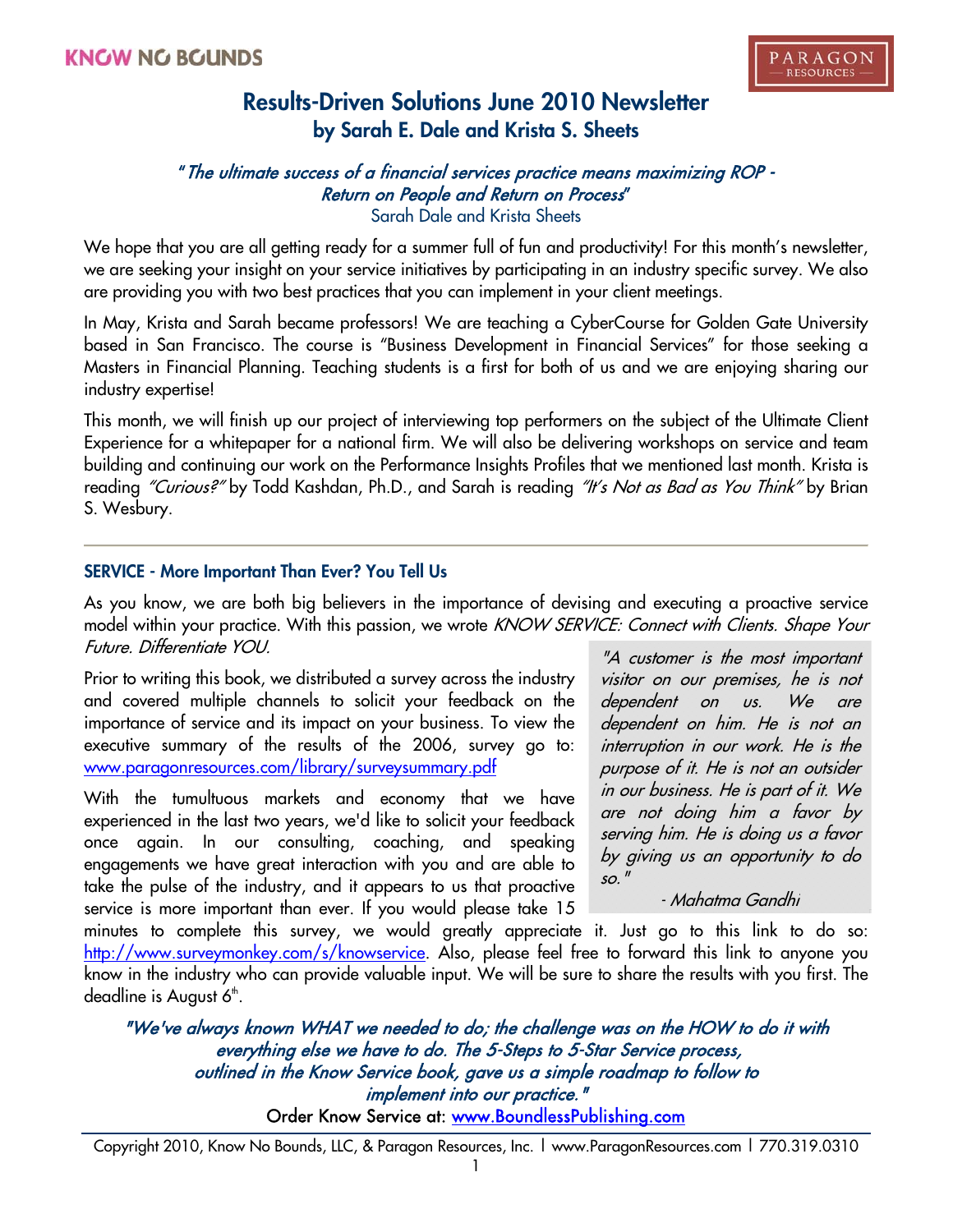KNOW NO BOUNDS

PARAGON RESOURCES

# Results-Driven Solutions June 2010 Newsletter
## by Sarah E. Dale and Krista S. Sheets

*"The ultimate success of a financial services practice means maximizing ROP - Return on People and Return on Process"*
Sarah Dale and Krista Sheets

We hope that you are all getting ready for a summer full of fun and productivity! For this month's newsletter, we are seeking your insight on your service initiatives by participating in an industry specific survey. We also are providing you with two best practices that you can implement in your client meetings.

In May, Krista and Sarah became professors! We are teaching a CyberCourse for Golden Gate University based in San Francisco. The course is "Business Development in Financial Services" for those seeking a Masters in Financial Planning. Teaching students is a first for both of us and we are enjoying sharing our industry expertise!

This month, we will finish up our project of interviewing top performers on the subject of the Ultimate Client Experience for a whitepaper for a national firm. We will also be delivering workshops on service and team building and continuing our work on the Performance Insights Profiles that we mentioned last month. Krista is reading *"Curious?"* by Todd Kashdan, Ph.D., and Sarah is reading *"It's Not as Bad as You Think"* by Brian S. Wesbury.

---

### SERVICE - More Important Than Ever? You Tell Us

As you know, we are both big believers in the importance of devising and executing a proactive service model within your practice. With this passion, we wrote *KNOW SERVICE: Connect with Clients. Shape Your Future. Differentiate YOU.*

Prior to writing this book, we distributed a survey across the industry and covered multiple channels to solicit your feedback on the importance of service and its impact on your business. To view the executive summary of the results of the 2006, survey go to: www.paragonresources.com/library/surveysummary.pdf

With the tumultuous markets and economy that we have experienced in the last two years, we'd like to solicit your feedback once again. In our consulting, coaching, and speaking engagements we have great interaction with you and are able to take the pulse of the industry, and it appears to us that proactive service is more important than ever. If you would please take 15 minutes to complete this survey, we would greatly appreciate it. Just go to this link to do so: http://www.surveymonkey.com/s/knowservice. Also, please feel free to forward this link to anyone you know in the industry who can provide valuable input. We will be sure to share the results with you first. The deadline is August 6th.

> *"A customer is the most important visitor on our premises, he is not dependent on us. We are dependent on him. He is not an interruption in our work. He is the purpose of it. He is not an outsider in our business. He is part of it. We are not doing him a favor by serving him. He is doing us a favor by giving us an opportunity to do so."*
>
> *- Mahatma Gandhi*

*"We've always known WHAT we needed to do; the challenge was on the HOW to do it with everything else we have to do. The 5-Steps to 5-Star Service process, outlined in the Know Service book, gave us a simple roadmap to follow to implement into our practice."*

Order Know Service at: www.BoundlessPublishing.com

Copyright 2010, Know No Bounds, LLC, & Paragon Resources, Inc. | www.ParagonResources.com | 770.319.0310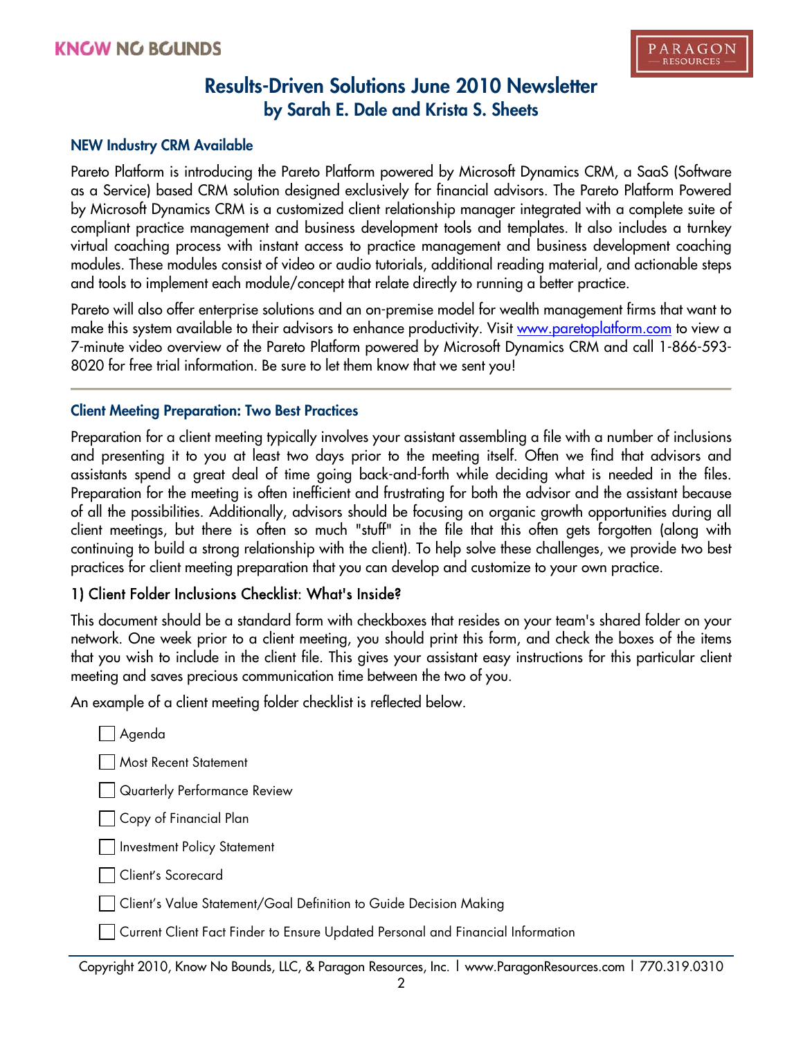# Results-Driven Solutions June 2010 Newsletter
## by Sarah E. Dale and Krista S. Sheets

### NEW Industry CRM Available

Pareto Platform is introducing the Pareto Platform powered by Microsoft Dynamics CRM, a SaaS (Software as a Service) based CRM solution designed exclusively for financial advisors. The Pareto Platform Powered by Microsoft Dynamics CRM is a customized client relationship manager integrated with a complete suite of compliant practice management and business development tools and templates. It also includes a turnkey virtual coaching process with instant access to practice management and business development coaching modules. These modules consist of video or audio tutorials, additional reading material, and actionable steps and tools to implement each module/concept that relate directly to running a better practice.

Pareto will also offer enterprise solutions and an on-premise model for wealth management firms that want to make this system available to their advisors to enhance productivity. Visit [www.paretoplatform.com](http://www.paretoplatform.com) to view a 7-minute video overview of the Pareto Platform powered by Microsoft Dynamics CRM and call 1-866-593-8020 for free trial information. Be sure to let them know that we sent you!

---

### Client Meeting Preparation: Two Best Practices

Preparation for a client meeting typically involves your assistant assembling a file with a number of inclusions and presenting it to you at least two days prior to the meeting itself. Often we find that advisors and assistants spend a great deal of time going back-and-forth while deciding what is needed in the files. Preparation for the meeting is often inefficient and frustrating for both the advisor and the assistant because of all the possibilities. Additionally, advisors should be focusing on organic growth opportunities during all client meetings, but there is often so much "stuff" in the file that this often gets forgotten (along with continuing to build a strong relationship with the client). To help solve these challenges, we provide two best practices for client meeting preparation that you can develop and customize to your own practice.

#### 1) Client Folder Inclusions Checklist: What's Inside?

This document should be a standard form with checkboxes that resides on your team's shared folder on your network. One week prior to a client meeting, you should print this form, and check the boxes of the items that you wish to include in the client file. This gives your assistant easy instructions for this particular client meeting and saves precious communication time between the two of you.

An example of a client meeting folder checklist is reflected below.

- [ ] Agenda
- [ ] Most Recent Statement
- [ ] Quarterly Performance Review
- [ ] Copy of Financial Plan
- [ ] Investment Policy Statement
- [ ] Client's Scorecard
- [ ] Client's Value Statement/Goal Definition to Guide Decision Making
- [ ] Current Client Fact Finder to Ensure Updated Personal and Financial Information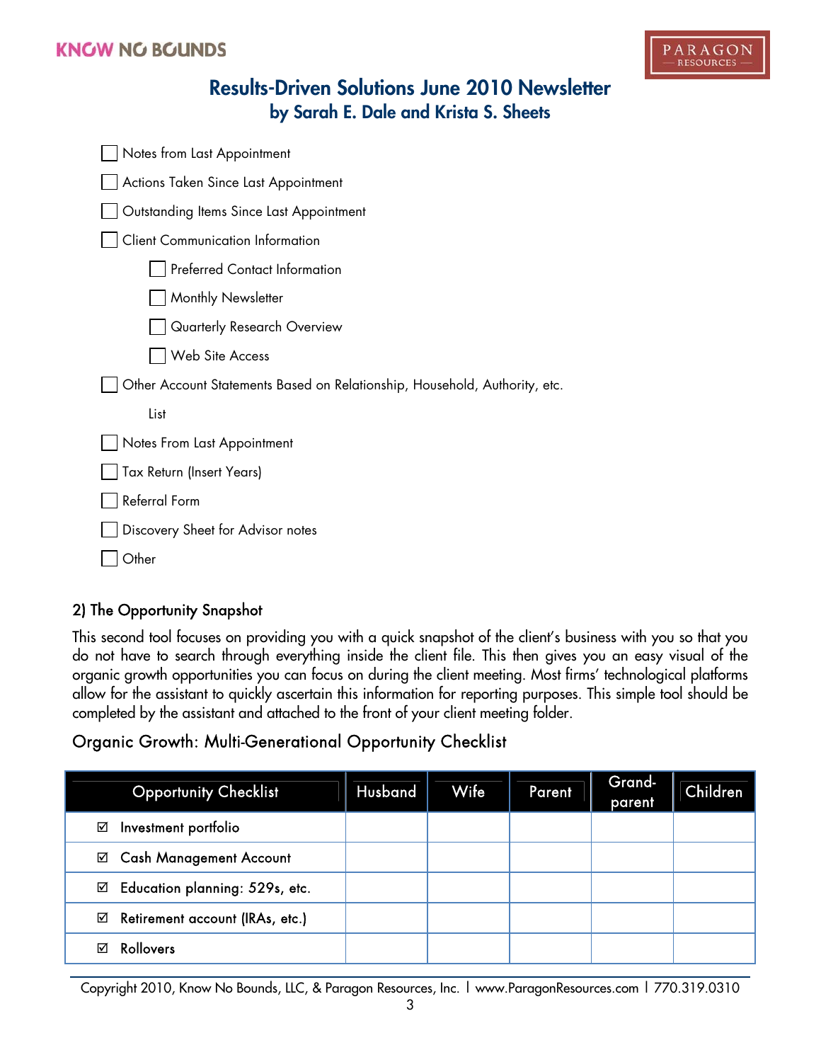- ☐ Notes from Last Appointment
- ☐ Actions Taken Since Last Appointment
- ☐ Outstanding Items Since Last Appointment
- ☐ Client Communication Information
  - ☐ Preferred Contact Information
  - ☐ Monthly Newsletter
  - ☐ Quarterly Research Overview
  - ☐ Web Site Access
- ☐ Other Account Statements Based on Relationship, Household, Authority, etc.

  List
- ☐ Notes From Last Appointment
- ☐ Tax Return (Insert Years)
- ☐ Referral Form
- ☐ Discovery Sheet for Advisor notes
- ☐ Other

## 2) The Opportunity Snapshot

This second tool focuses on providing you with a quick snapshot of the client's business with you so that you do not have to search through everything inside the client file. This then gives you an easy visual of the organic growth opportunities you can focus on during the client meeting. Most firms' technological platforms allow for the assistant to quickly ascertain this information for reporting purposes. This simple tool should be completed by the assistant and attached to the front of your client meeting folder.

### Organic Growth: Multi-Generational Opportunity Checklist

| Opportunity Checklist | Husband | Wife | Parent | Grand-parent | Children |
|---|---|---|---|---|---|
| ☑ Investment portfolio | | | | | |
| ☑ Cash Management Account | | | | | |
| ☑ Education planning: 529s, etc. | | | | | |
| ☑ Retirement account (IRAs, etc.) | | | | | |
| ☑ Rollovers | | | | | |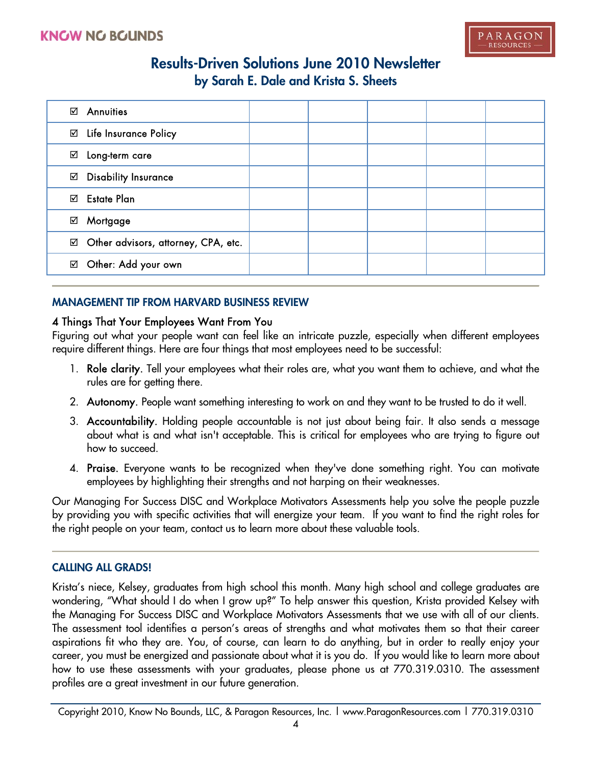| ☑ Annuities | | | | | |
|---|---|---|---|---|---|
| ☑ Life Insurance Policy | | | | | |
| ☑ Long-term care | | | | | |
| ☑ Disability Insurance | | | | | |
| ☑ Estate Plan | | | | | |
| ☑ Mortgage | | | | | |
| ☑ Other advisors, attorney, CPA, etc. | | | | | |
| ☑ Other: Add your own | | | | | |

## MANAGEMENT TIP FROM HARVARD BUSINESS REVIEW

### 4 Things That Your Employees Want From You

Figuring out what your people want can feel like an intricate puzzle, especially when different employees require different things. Here are four things that most employees need to be successful:

1. **Role clarity**. Tell your employees what their roles are, what you want them to achieve, and what the rules are for getting there.
2. **Autonomy**. People want something interesting to work on and they want to be trusted to do it well.
3. **Accountability**. Holding people accountable is not just about being fair. It also sends a message about what is and what isn't acceptable. This is critical for employees who are trying to figure out how to succeed.
4. **Praise**. Everyone wants to be recognized when they've done something right. You can motivate employees by highlighting their strengths and not harping on their weaknesses.

Our Managing For Success DISC and Workplace Motivators Assessments help you solve the people puzzle by providing you with specific activities that will energize your team. If you want to find the right roles for the right people on your team, contact us to learn more about these valuable tools.

## CALLING ALL GRADS!

Krista's niece, Kelsey, graduates from high school this month. Many high school and college graduates are wondering, "What should I do when I grow up?" To help answer this question, Krista provided Kelsey with the Managing For Success DISC and Workplace Motivators Assessments that we use with all of our clients. The assessment tool identifies a person's areas of strengths and what motivates them so that their career aspirations fit who they are. You, of course, can learn to do anything, but in order to really enjoy your career, you must be energized and passionate about what it is you do. If you would like to learn more about how to use these assessments with your graduates, please phone us at 770.319.0310. The assessment profiles are a great investment in our future generation.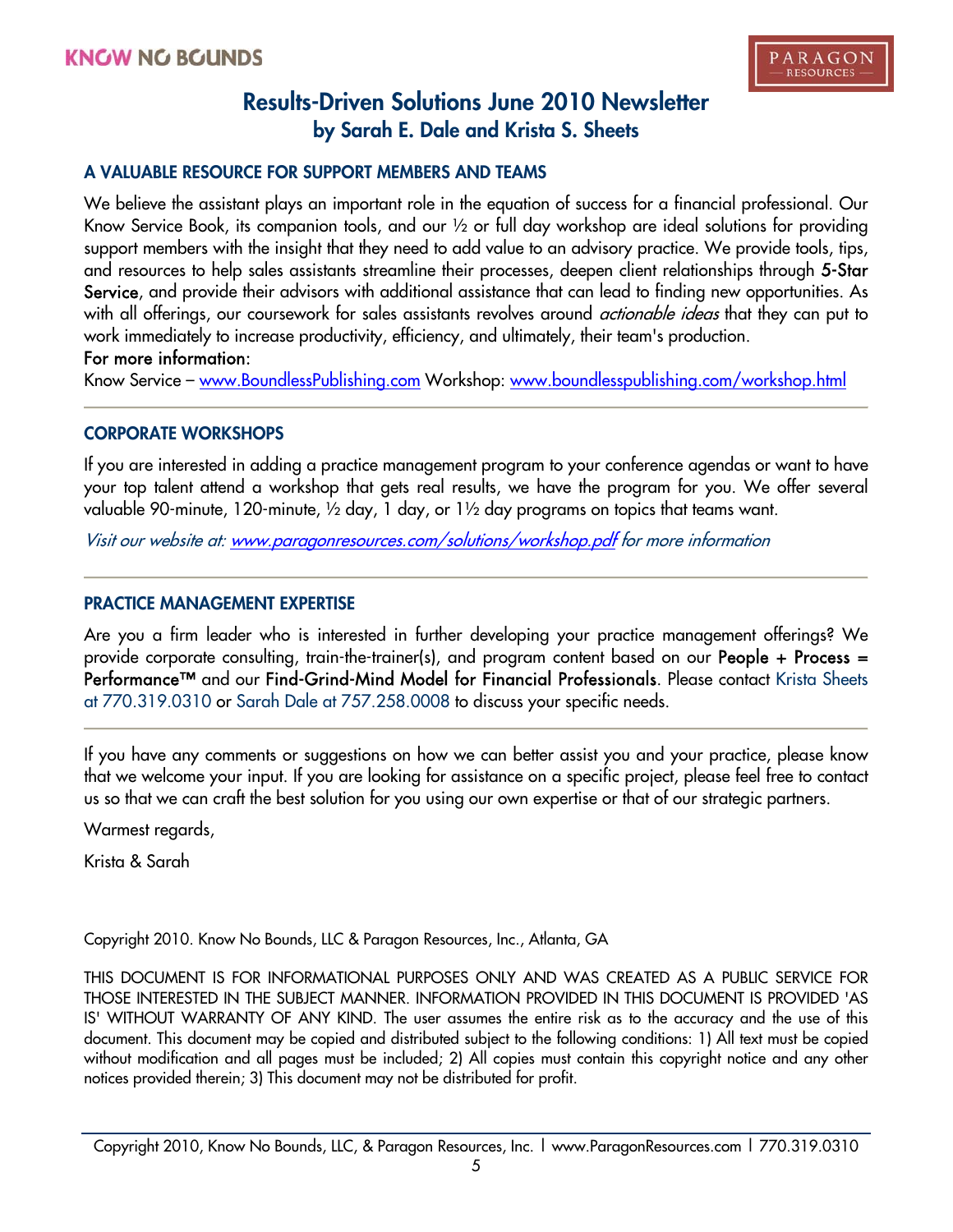# Results-Driven Solutions June 2010 Newsletter
## by Sarah E. Dale and Krista S. Sheets

### A VALUABLE RESOURCE FOR SUPPORT MEMBERS AND TEAMS

We believe the assistant plays an important role in the equation of success for a financial professional. Our Know Service Book, its companion tools, and our ½ or full day workshop are ideal solutions for providing support members with the insight that they need to add value to an advisory practice. We provide tools, tips, and resources to help sales assistants streamline their processes, deepen client relationships through **5-Star Service**, and provide their advisors with additional assistance that can lead to finding new opportunities. As with all offerings, our coursework for sales assistants revolves around *actionable ideas* that they can put to work immediately to increase productivity, efficiency, and ultimately, their team's production.

**For more information**:
Know Service – www.BoundlessPublishing.com Workshop: www.boundlesspublishing.com/workshop.html

---

### CORPORATE WORKSHOPS

If you are interested in adding a practice management program to your conference agendas or want to have your top talent attend a workshop that gets real results, we have the program for you. We offer several valuable 90-minute, 120-minute, ½ day, 1 day, or 1½ day programs on topics that teams want.

*Visit our website at: www.paragonresources.com/solutions/workshop.pdf for more information*

---

### PRACTICE MANAGEMENT EXPERTISE

Are you a firm leader who is interested in further developing your practice management offerings? We provide corporate consulting, train-the-trainer(s), and program content based on our **People + Process = Performance™** and our **Find-Grind-Mind Model for Financial Professionals**. Please contact Krista Sheets at 770.319.0310 or Sarah Dale at 757.258.0008 to discuss your specific needs.

---

If you have any comments or suggestions on how we can better assist you and your practice, please know that we welcome your input. If you are looking for assistance on a specific project, please feel free to contact us so that we can craft the best solution for you using our own expertise or that of our strategic partners.

Warmest regards,

Krista & Sarah

Copyright 2010. Know No Bounds, LLC & Paragon Resources, Inc., Atlanta, GA

THIS DOCUMENT IS FOR INFORMATIONAL PURPOSES ONLY AND WAS CREATED AS A PUBLIC SERVICE FOR THOSE INTERESTED IN THE SUBJECT MANNER. INFORMATION PROVIDED IN THIS DOCUMENT IS PROVIDED 'AS IS' WITHOUT WARRANTY OF ANY KIND. The user assumes the entire risk as to the accuracy and the use of this document. This document may be copied and distributed subject to the following conditions: 1) All text must be copied without modification and all pages must be included; 2) All copies must contain this copyright notice and any other notices provided therein; 3) This document may not be distributed for profit.